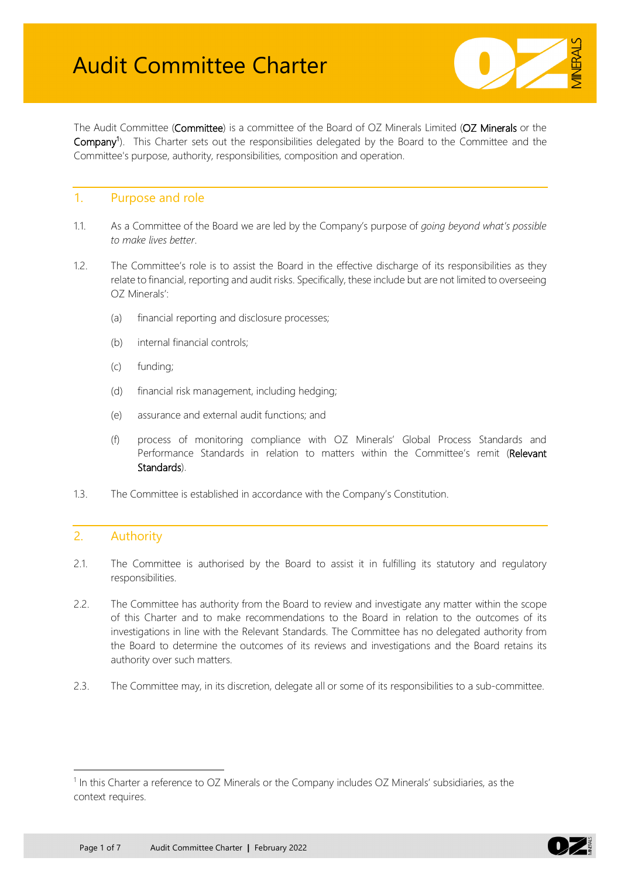# Audit Committee Charter

The Audit Committee (**Committee**) is a committee of the Board of OZ Minerals Limited (**OZ Minerals** or the **Company**[1]). This Charter sets out the responsibilities delegated by the Board to the Committee and the Committee's purpose, authority, responsibilities, composition and operation.

## 1. Purpose and role

1.1. As a Committee of the Board we are led by the Company's purpose of *going beyond what's possible to make lives better*.

1.2. The Committee's role is to assist the Board in the effective discharge of its responsibilities as they relate to financial, reporting and audit risks. Specifically, these include but are not limited to overseeing OZ Minerals':

- (a) financial reporting and disclosure processes;
- (b) internal financial controls;
- (c) funding;
- (d) financial risk management, including hedging;
- (e) assurance and external audit functions; and
- (f) process of monitoring compliance with OZ Minerals' Global Process Standards and Performance Standards in relation to matters within the Committee's remit (**Relevant Standards**).

1.3. The Committee is established in accordance with the Company's Constitution.

## 2. Authority

2.1. The Committee is authorised by the Board to assist it in fulfilling its statutory and regulatory responsibilities.

2.2. The Committee has authority from the Board to review and investigate any matter within the scope of this Charter and to make recommendations to the Board in relation to the outcomes of its investigations in line with the Relevant Standards. The Committee has no delegated authority from the Board to determine the outcomes of its reviews and investigations and the Board retains its authority over such matters.

2.3. The Committee may, in its discretion, delegate all or some of its responsibilities to a sub-committee.

---

[1] In this Charter a reference to OZ Minerals or the Company includes OZ Minerals' subsidiaries, as the context requires.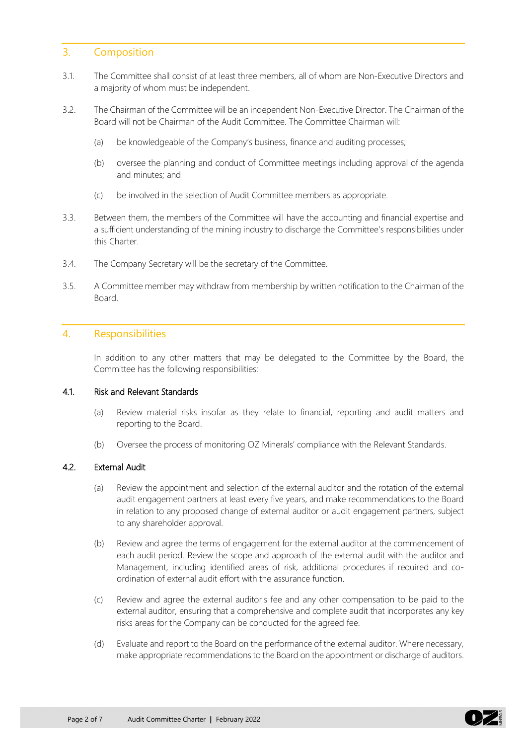## 3. Composition

3.1. The Committee shall consist of at least three members, all of whom are Non-Executive Directors and a majority of whom must be independent.

3.2. The Chairman of the Committee will be an independent Non-Executive Director. The Chairman of the Board will not be Chairman of the Audit Committee. The Committee Chairman will:

(a) be knowledgeable of the Company's business, finance and auditing processes;

(b) oversee the planning and conduct of Committee meetings including approval of the agenda and minutes; and

(c) be involved in the selection of Audit Committee members as appropriate.

3.3. Between them, the members of the Committee will have the accounting and financial expertise and a sufficient understanding of the mining industry to discharge the Committee's responsibilities under this Charter.

3.4. The Company Secretary will be the secretary of the Committee.

3.5. A Committee member may withdraw from membership by written notification to the Chairman of the Board.

## 4. Responsibilities

In addition to any other matters that may be delegated to the Committee by the Board, the Committee has the following responsibilities:

### 4.1. Risk and Relevant Standards

(a) Review material risks insofar as they relate to financial, reporting and audit matters and reporting to the Board.

(b) Oversee the process of monitoring OZ Minerals' compliance with the Relevant Standards.

### 4.2. External Audit

(a) Review the appointment and selection of the external auditor and the rotation of the external audit engagement partners at least every five years, and make recommendations to the Board in relation to any proposed change of external auditor or audit engagement partners, subject to any shareholder approval.

(b) Review and agree the terms of engagement for the external auditor at the commencement of each audit period. Review the scope and approach of the external audit with the auditor and Management, including identified areas of risk, additional procedures if required and co-ordination of external audit effort with the assurance function.

(c) Review and agree the external auditor's fee and any other compensation to be paid to the external auditor, ensuring that a comprehensive and complete audit that incorporates any key risks areas for the Company can be conducted for the agreed fee.

(d) Evaluate and report to the Board on the performance of the external auditor. Where necessary, make appropriate recommendations to the Board on the appointment or discharge of auditors.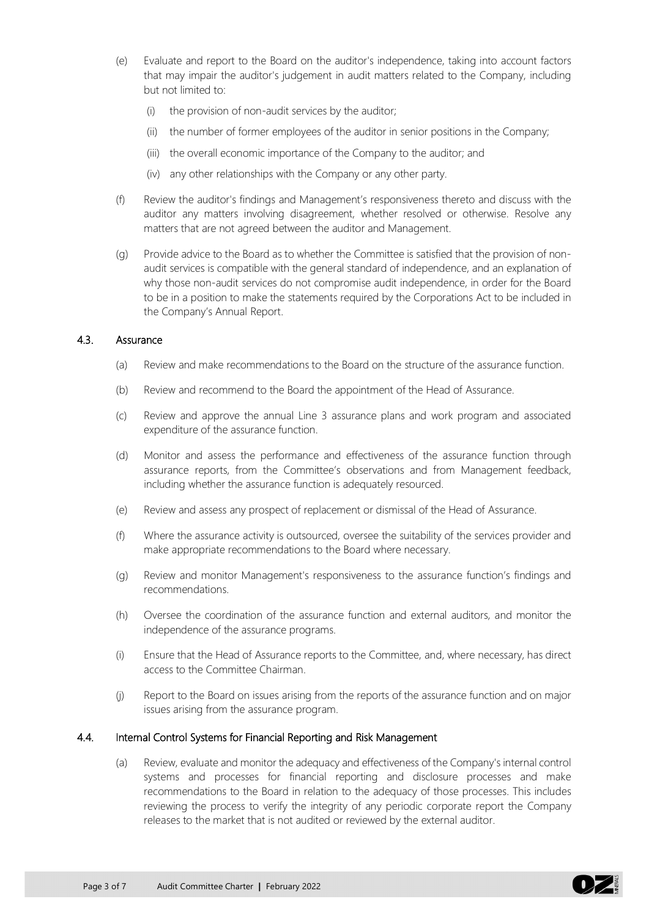(e) Evaluate and report to the Board on the auditor's independence, taking into account factors that may impair the auditor's judgement in audit matters related to the Company, including but not limited to:

   (i) the provision of non-audit services by the auditor;

   (ii) the number of former employees of the auditor in senior positions in the Company;

   (iii) the overall economic importance of the Company to the auditor; and

   (iv) any other relationships with the Company or any other party.

(f) Review the auditor's findings and Management's responsiveness thereto and discuss with the auditor any matters involving disagreement, whether resolved or otherwise. Resolve any matters that are not agreed between the auditor and Management.

(g) Provide advice to the Board as to whether the Committee is satisfied that the provision of non-audit services is compatible with the general standard of independence, and an explanation of why those non-audit services do not compromise audit independence, in order for the Board to be in a position to make the statements required by the Corporations Act to be included in the Company's Annual Report.

## 4.3. Assurance

(a) Review and make recommendations to the Board on the structure of the assurance function.

(b) Review and recommend to the Board the appointment of the Head of Assurance.

(c) Review and approve the annual Line 3 assurance plans and work program and associated expenditure of the assurance function.

(d) Monitor and assess the performance and effectiveness of the assurance function through assurance reports, from the Committee's observations and from Management feedback, including whether the assurance function is adequately resourced.

(e) Review and assess any prospect of replacement or dismissal of the Head of Assurance.

(f) Where the assurance activity is outsourced, oversee the suitability of the services provider and make appropriate recommendations to the Board where necessary.

(g) Review and monitor Management's responsiveness to the assurance function's findings and recommendations.

(h) Oversee the coordination of the assurance function and external auditors, and monitor the independence of the assurance programs.

(i) Ensure that the Head of Assurance reports to the Committee, and, where necessary, has direct access to the Committee Chairman.

(j) Report to the Board on issues arising from the reports of the assurance function and on major issues arising from the assurance program.

## 4.4. Internal Control Systems for Financial Reporting and Risk Management

(a) Review, evaluate and monitor the adequacy and effectiveness of the Company's internal control systems and processes for financial reporting and disclosure processes and make recommendations to the Board in relation to the adequacy of those processes. This includes reviewing the process to verify the integrity of any periodic corporate report the Company releases to the market that is not audited or reviewed by the external auditor.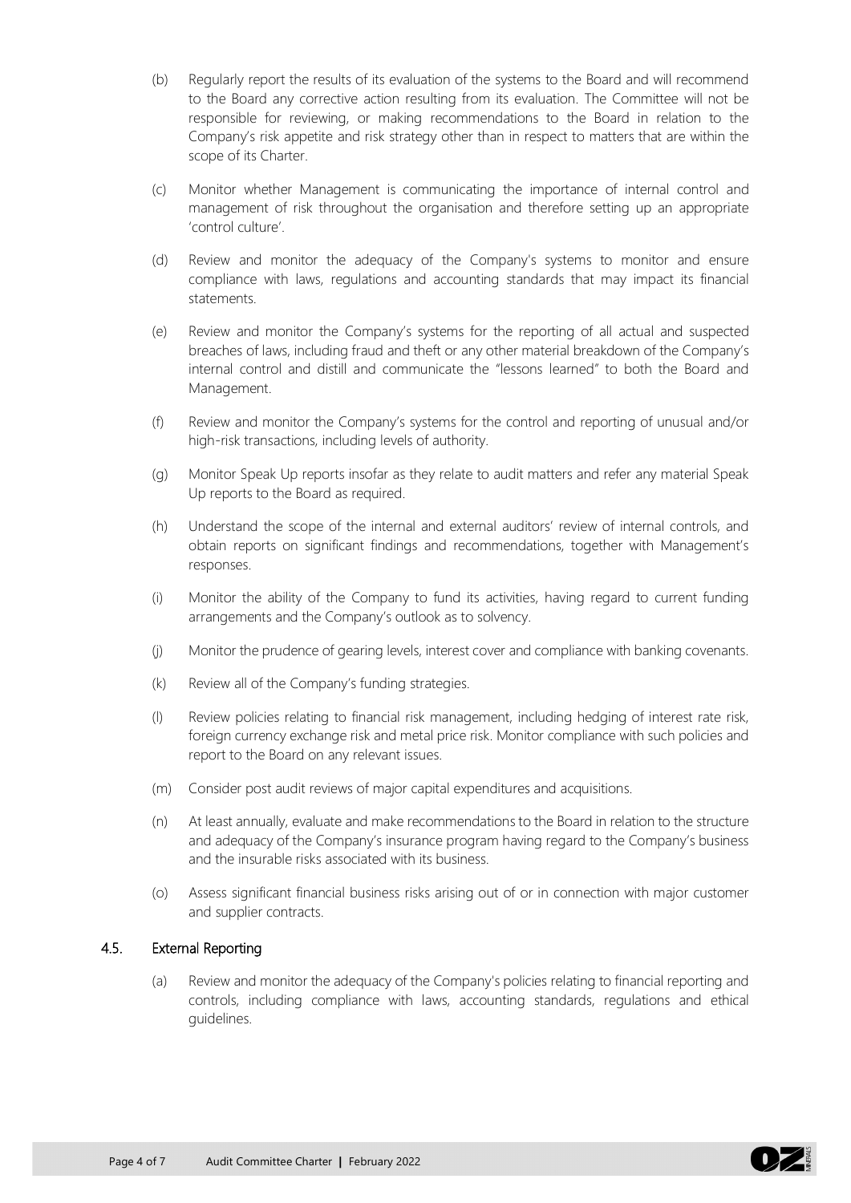(b) Regularly report the results of its evaluation of the systems to the Board and will recommend to the Board any corrective action resulting from its evaluation. The Committee will not be responsible for reviewing, or making recommendations to the Board in relation to the Company's risk appetite and risk strategy other than in respect to matters that are within the scope of its Charter.

(c) Monitor whether Management is communicating the importance of internal control and management of risk throughout the organisation and therefore setting up an appropriate 'control culture'.

(d) Review and monitor the adequacy of the Company's systems to monitor and ensure compliance with laws, regulations and accounting standards that may impact its financial statements.

(e) Review and monitor the Company's systems for the reporting of all actual and suspected breaches of laws, including fraud and theft or any other material breakdown of the Company's internal control and distill and communicate the "lessons learned" to both the Board and Management.

(f) Review and monitor the Company's systems for the control and reporting of unusual and/or high-risk transactions, including levels of authority.

(g) Monitor Speak Up reports insofar as they relate to audit matters and refer any material Speak Up reports to the Board as required.

(h) Understand the scope of the internal and external auditors' review of internal controls, and obtain reports on significant findings and recommendations, together with Management's responses.

(i) Monitor the ability of the Company to fund its activities, having regard to current funding arrangements and the Company's outlook as to solvency.

(j) Monitor the prudence of gearing levels, interest cover and compliance with banking covenants.

(k) Review all of the Company's funding strategies.

(l) Review policies relating to financial risk management, including hedging of interest rate risk, foreign currency exchange risk and metal price risk. Monitor compliance with such policies and report to the Board on any relevant issues.

(m) Consider post audit reviews of major capital expenditures and acquisitions.

(n) At least annually, evaluate and make recommendations to the Board in relation to the structure and adequacy of the Company's insurance program having regard to the Company's business and the insurable risks associated with its business.

(o) Assess significant financial business risks arising out of or in connection with major customer and supplier contracts.

### 4.5. External Reporting

(a) Review and monitor the adequacy of the Company's policies relating to financial reporting and controls, including compliance with laws, accounting standards, regulations and ethical guidelines.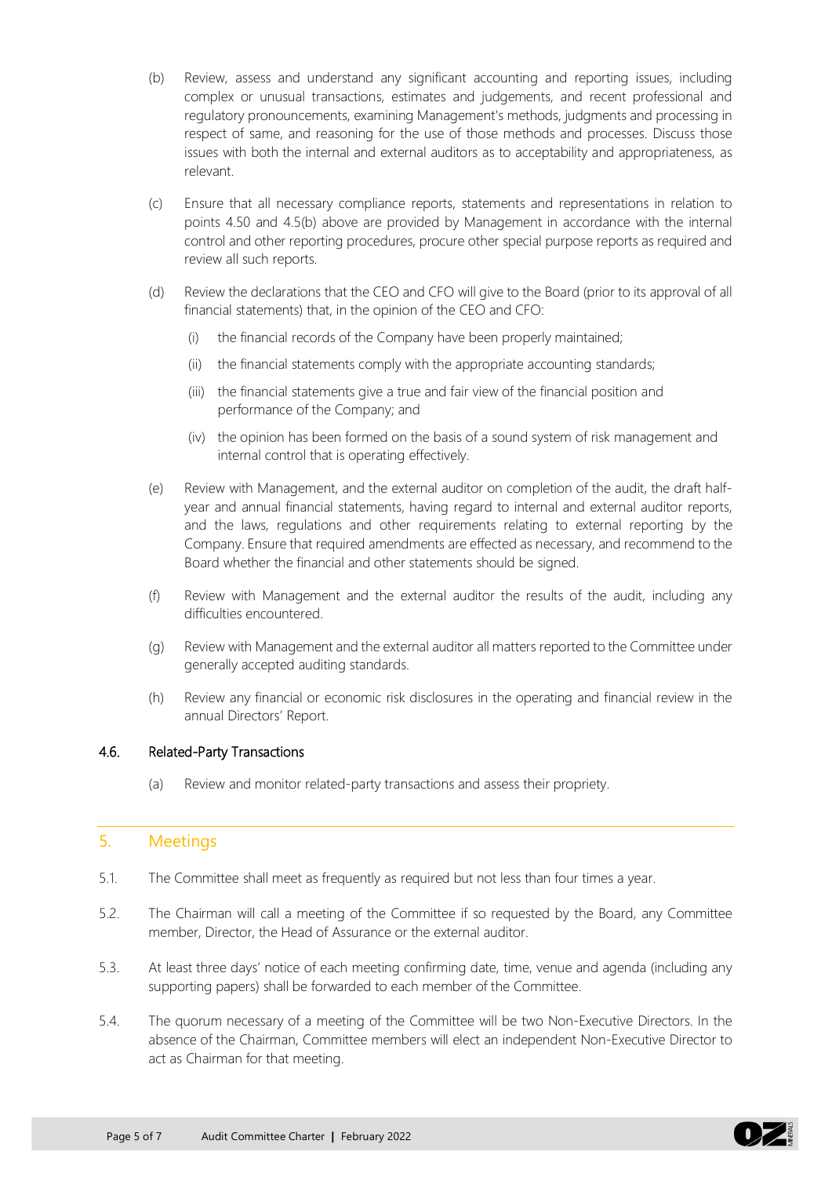(b) Review, assess and understand any significant accounting and reporting issues, including complex or unusual transactions, estimates and judgements, and recent professional and regulatory pronouncements, examining Management's methods, judgments and processing in respect of same, and reasoning for the use of those methods and processes. Discuss those issues with both the internal and external auditors as to acceptability and appropriateness, as relevant.

(c) Ensure that all necessary compliance reports, statements and representations in relation to points 4.50 and 4.5(b) above are provided by Management in accordance with the internal control and other reporting procedures, procure other special purpose reports as required and review all such reports.

(d) Review the declarations that the CEO and CFO will give to the Board (prior to its approval of all financial statements) that, in the opinion of the CEO and CFO:

   (i) the financial records of the Company have been properly maintained;

   (ii) the financial statements comply with the appropriate accounting standards;

   (iii) the financial statements give a true and fair view of the financial position and performance of the Company; and

   (iv) the opinion has been formed on the basis of a sound system of risk management and internal control that is operating effectively.

(e) Review with Management, and the external auditor on completion of the audit, the draft half-year and annual financial statements, having regard to internal and external auditor reports, and the laws, regulations and other requirements relating to external reporting by the Company. Ensure that required amendments are effected as necessary, and recommend to the Board whether the financial and other statements should be signed.

(f) Review with Management and the external auditor the results of the audit, including any difficulties encountered.

(g) Review with Management and the external auditor all matters reported to the Committee under generally accepted auditing standards.

(h) Review any financial or economic risk disclosures in the operating and financial review in the annual Directors' Report.

### 4.6. Related-Party Transactions

(a) Review and monitor related-party transactions and assess their propriety.

## 5. Meetings

5.1. The Committee shall meet as frequently as required but not less than four times a year.

5.2. The Chairman will call a meeting of the Committee if so requested by the Board, any Committee member, Director, the Head of Assurance or the external auditor.

5.3. At least three days' notice of each meeting confirming date, time, venue and agenda (including any supporting papers) shall be forwarded to each member of the Committee.

5.4. The quorum necessary of a meeting of the Committee will be two Non-Executive Directors. In the absence of the Chairman, Committee members will elect an independent Non-Executive Director to act as Chairman for that meeting.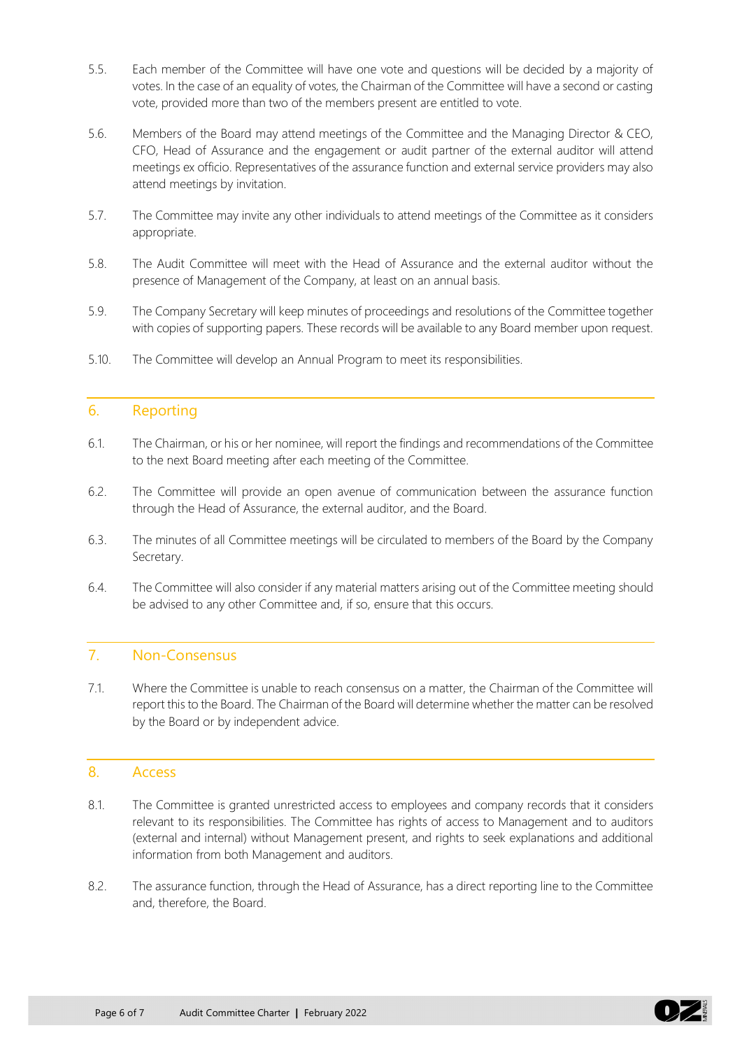5.5. Each member of the Committee will have one vote and questions will be decided by a majority of votes. In the case of an equality of votes, the Chairman of the Committee will have a second or casting vote, provided more than two of the members present are entitled to vote.

5.6. Members of the Board may attend meetings of the Committee and the Managing Director & CEO, CFO, Head of Assurance and the engagement or audit partner of the external auditor will attend meetings ex officio. Representatives of the assurance function and external service providers may also attend meetings by invitation.

5.7. The Committee may invite any other individuals to attend meetings of the Committee as it considers appropriate.

5.8. The Audit Committee will meet with the Head of Assurance and the external auditor without the presence of Management of the Company, at least on an annual basis.

5.9. The Company Secretary will keep minutes of proceedings and resolutions of the Committee together with copies of supporting papers. These records will be available to any Board member upon request.

5.10. The Committee will develop an Annual Program to meet its responsibilities.

## 6. Reporting

6.1. The Chairman, or his or her nominee, will report the findings and recommendations of the Committee to the next Board meeting after each meeting of the Committee.

6.2. The Committee will provide an open avenue of communication between the assurance function through the Head of Assurance, the external auditor, and the Board.

6.3. The minutes of all Committee meetings will be circulated to members of the Board by the Company Secretary.

6.4. The Committee will also consider if any material matters arising out of the Committee meeting should be advised to any other Committee and, if so, ensure that this occurs.

## 7. Non-Consensus

7.1. Where the Committee is unable to reach consensus on a matter, the Chairman of the Committee will report this to the Board. The Chairman of the Board will determine whether the matter can be resolved by the Board or by independent advice.

## 8. Access

8.1. The Committee is granted unrestricted access to employees and company records that it considers relevant to its responsibilities. The Committee has rights of access to Management and to auditors (external and internal) without Management present, and rights to seek explanations and additional information from both Management and auditors.

8.2. The assurance function, through the Head of Assurance, has a direct reporting line to the Committee and, therefore, the Board.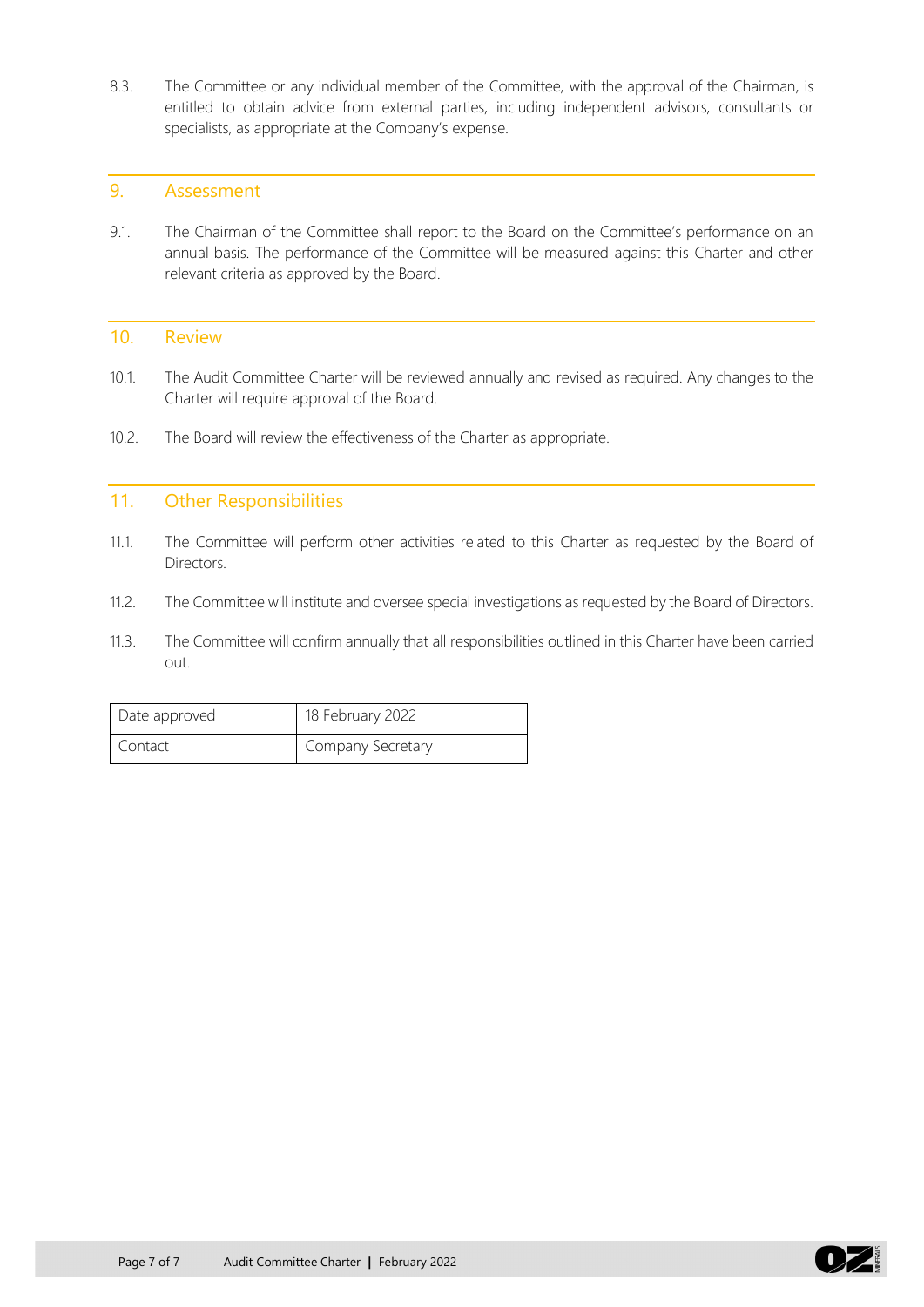8.3. The Committee or any individual member of the Committee, with the approval of the Chairman, is entitled to obtain advice from external parties, including independent advisors, consultants or specialists, as appropriate at the Company's expense.

## 9. Assessment

9.1. The Chairman of the Committee shall report to the Board on the Committee's performance on an annual basis. The performance of the Committee will be measured against this Charter and other relevant criteria as approved by the Board.

## 10. Review

10.1. The Audit Committee Charter will be reviewed annually and revised as required. Any changes to the Charter will require approval of the Board.

10.2. The Board will review the effectiveness of the Charter as appropriate.

## 11. Other Responsibilities

11.1. The Committee will perform other activities related to this Charter as requested by the Board of Directors.

11.2. The Committee will institute and oversee special investigations as requested by the Board of Directors.

11.3. The Committee will confirm annually that all responsibilities outlined in this Charter have been carried out.

| | |
|---|---|
| Date approved | 18 February 2022 |
| Contact | Company Secretary |